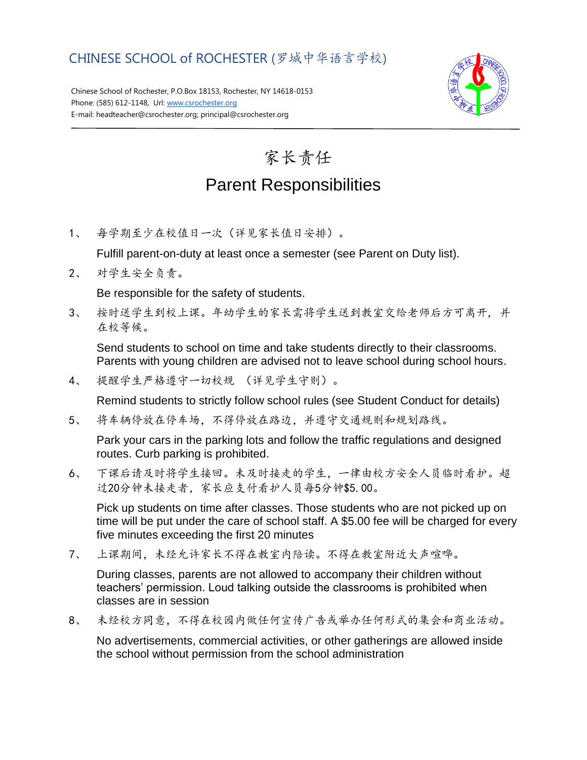CHINESE SCHOOL of ROCHESTER (罗城中华语言学校)

Chinese School of Rochester, P.O.Box 18153, Rochester, NY 14618-0153
Phone: (585) 612-1148, Url: www.csrochester.org
E-mail: headteacher@csrochester.org; principal@csrochester.org

# 家长责任

# Parent Responsibilities

1、 每学期至少在校值日一次（详见家长值日安排）。

   Fulfill parent-on-duty at least once a semester (see Parent on Duty list).

2、 对学生安全负责。

   Be responsible for the safety of students.

3、 按时送学生到校上课。年幼学生的家长需将学生送到教室交给老师后方可离开，并在校等候。

   Send students to school on time and take students directly to their classrooms. Parents with young children are advised not to leave school during school hours.

4、 提醒学生严格遵守一切校规 （详见学生守则）。

   Remind students to strictly follow school rules (see Student Conduct for details)

5、 将车辆停放在停车场，不得停放在路边，并遵守交通规则和规划路线。

   Park your cars in the parking lots and follow the traffic regulations and designed routes. Curb parking is prohibited.

6、 下课后请及时将学生接回。未及时接走的学生，一律由校方安全人员临时看护。超过20分钟未接走者，家长应支付看护人员每5分钟$5.00。

   Pick up students on time after classes. Those students who are not picked up on time will be put under the care of school staff. A $5.00 fee will be charged for every five minutes exceeding the first 20 minutes

7、 上课期间，未经允许家长不得在教室内陪读。不得在教室附近大声喧哗。

   During classes, parents are not allowed to accompany their children without teachers' permission. Loud talking outside the classrooms is prohibited when classes are in session

8、 未经校方同意，不得在校园内做任何宣传广告或举办任何形式的集会和商业活动。

   No advertisements, commercial activities, or other gatherings are allowed inside the school without permission from the school administration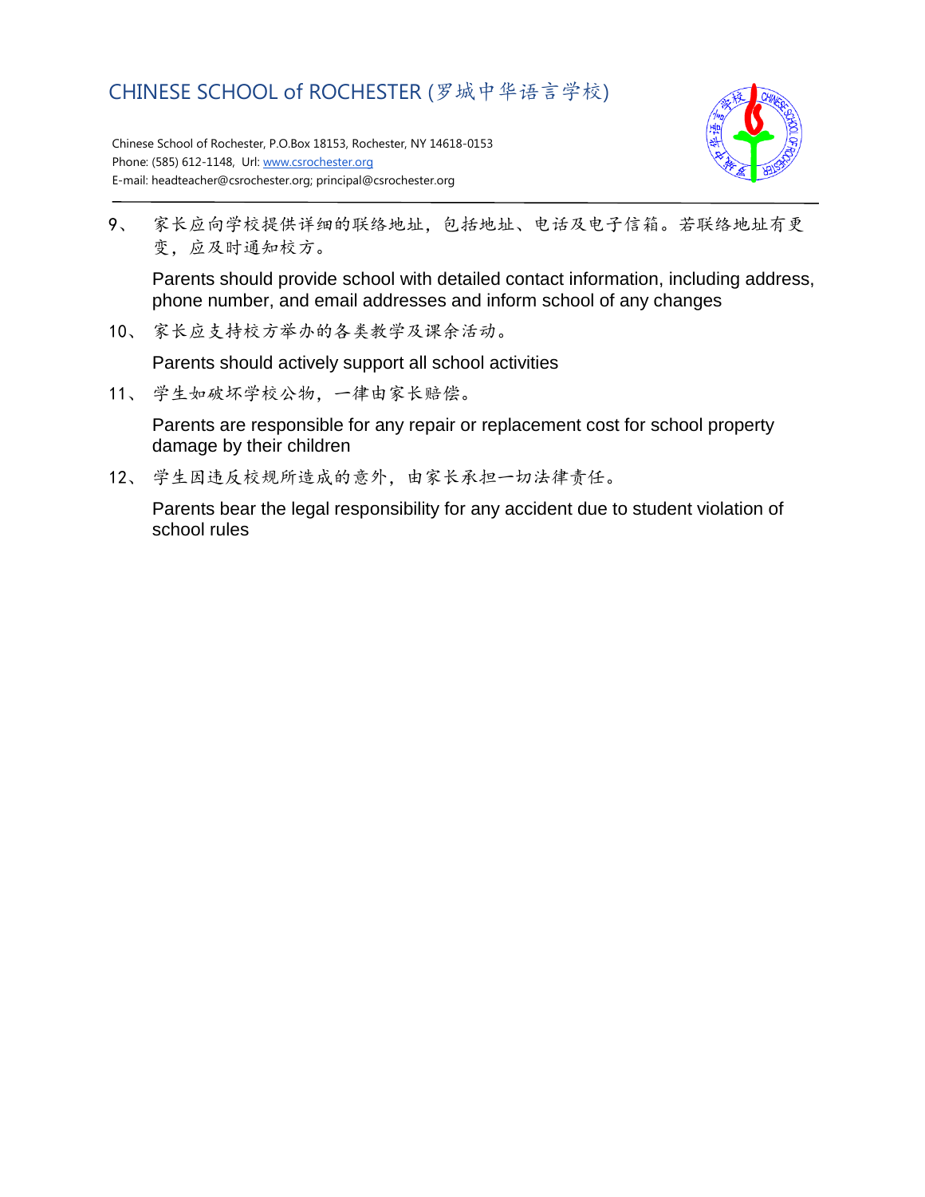9、 家长应向学校提供详细的联络地址，包括地址、电话及电子信箱。若联络地址有更变，应及时通知校方。

Parents should provide school with detailed contact information, including address, phone number, and email addresses and inform school of any changes

10、 家长应支持校方举办的各类教学及课余活动。

Parents should actively support all school activities

11、 学生如破坏学校公物，一律由家长赔偿。

Parents are responsible for any repair or replacement cost for school property damage by their children

12、 学生因违反校规所造成的意外，由家长承担一切法律责任。

Parents bear the legal responsibility for any accident due to student violation of school rules